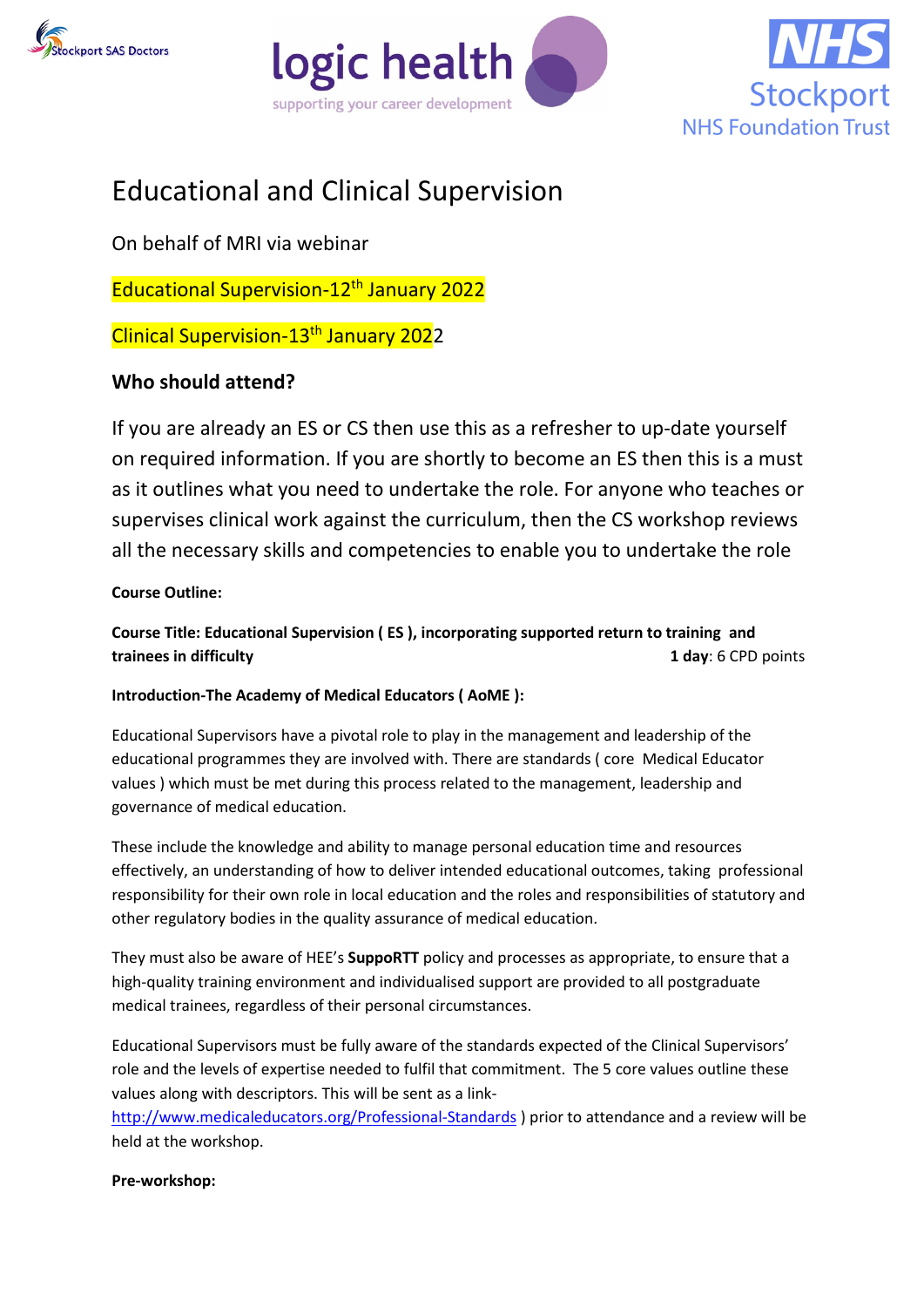Stockport SAS Doctors

logic health
supporting your career development

NHS
Stockport
NHS Foundation Trust

# Educational and Clinical Supervision

On behalf of MRI via webinar

Educational Supervision-12th January 2022

Clinical Supervision-13th January 2022

## Who should attend?

If you are already an ES or CS then use this as a refresher to up-date yourself on required information. If you are shortly to become an ES then this is a must as it outlines what you need to undertake the role. For anyone who teaches or supervises clinical work against the curriculum, then the CS workshop reviews all the necessary skills and competencies to enable you to undertake the role

**Course Outline:**

**Course Title: Educational Supervision ( ES ), incorporating supported return to training and trainees in difficulty** **1 day**: 6 CPD points

**Introduction-The Academy of Medical Educators ( AoME ):**

Educational Supervisors have a pivotal role to play in the management and leadership of the educational programmes they are involved with. There are standards ( core Medical Educator values ) which must be met during this process related to the management, leadership and governance of medical education.

These include the knowledge and ability to manage personal education time and resources effectively, an understanding of how to deliver intended educational outcomes, taking professional responsibility for their own role in local education and the roles and responsibilities of statutory and other regulatory bodies in the quality assurance of medical education.

They must also be aware of HEE's **SuppoRTT** policy and processes as appropriate, to ensure that a high-quality training environment and individualised support are provided to all postgraduate medical trainees, regardless of their personal circumstances.

Educational Supervisors must be fully aware of the standards expected of the Clinical Supervisors' role and the levels of expertise needed to fulfil that commitment. The 5 core values outline these values along with descriptors. This will be sent as a link-http://www.medicaleducators.org/Professional-Standards ) prior to attendance and a review will be held at the workshop.

**Pre-workshop:**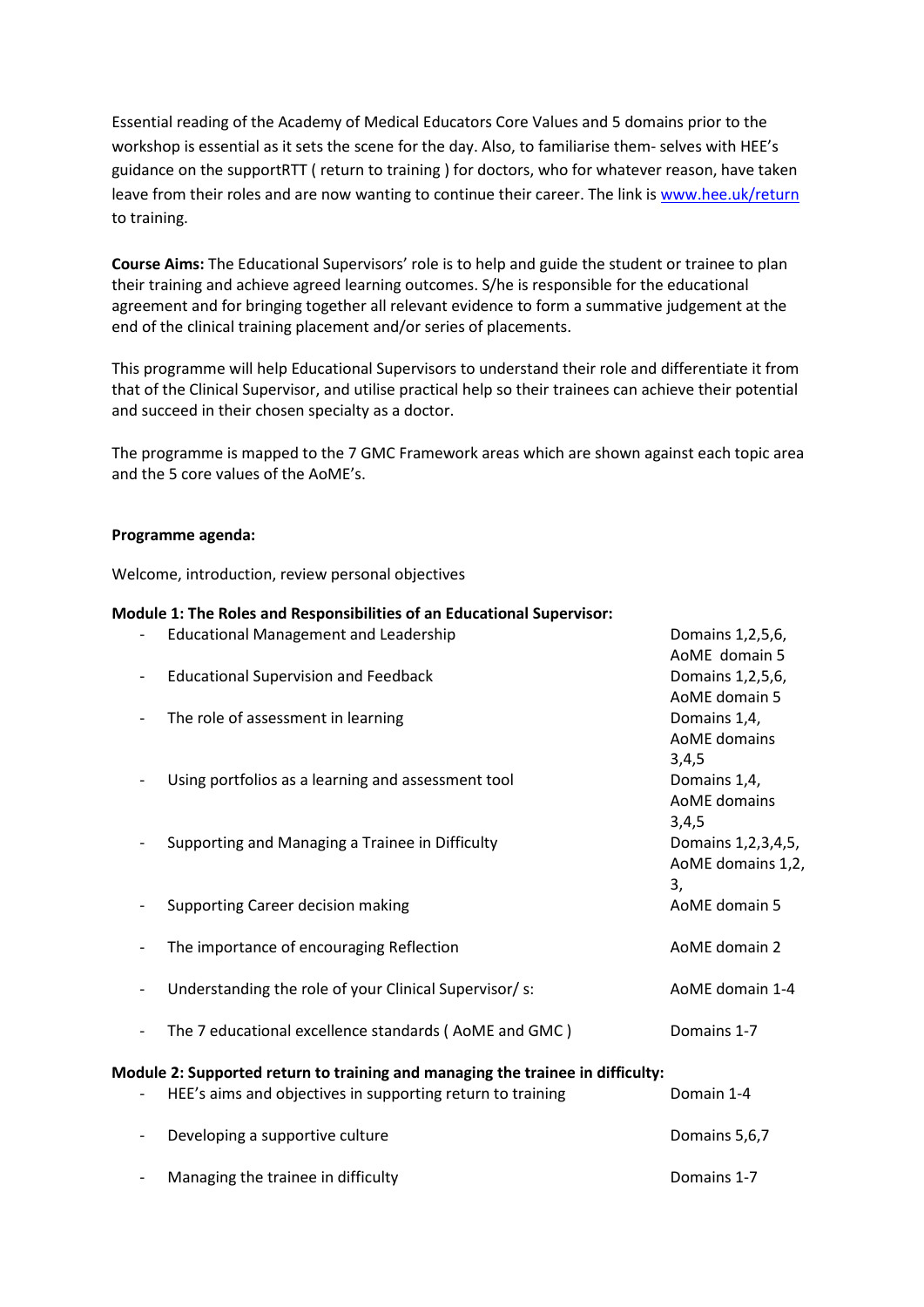Essential reading of the Academy of Medical Educators Core Values and 5 domains prior to the workshop is essential as it sets the scene for the day. Also, to familiarise them- selves with HEE's guidance on the supportRTT ( return to training ) for doctors, who for whatever reason, have taken leave from their roles and are now wanting to continue their career. The link is [www.hee.uk/return](www.hee.uk/return) to training.

**Course Aims:** The Educational Supervisors' role is to help and guide the student or trainee to plan their training and achieve agreed learning outcomes. S/he is responsible for the educational agreement and for bringing together all relevant evidence to form a summative judgement at the end of the clinical training placement and/or series of placements.

This programme will help Educational Supervisors to understand their role and differentiate it from that of the Clinical Supervisor, and utilise practical help so their trainees can achieve their potential and succeed in their chosen specialty as a doctor.

The programme is mapped to the 7 GMC Framework areas which are shown against each topic area and the 5 core values of the AoME's.

**Programme agenda:**

Welcome, introduction, review personal objectives

**Module 1: The Roles and Responsibilities of an Educational Supervisor:**

| Topic | Domains |
|---|---|
| - Educational Management and Leadership | Domains 1,2,5,6, AoME domain 5 |
| - Educational Supervision and Feedback | Domains 1,2,5,6, AoME domain 5 |
| - The role of assessment in learning | Domains 1,4, AoME domains 3,4,5 |
| - Using portfolios as a learning and assessment tool | Domains 1,4, AoME domains 3,4,5 |
| - Supporting and Managing a Trainee in Difficulty | Domains 1,2,3,4,5, AoME domains 1,2, 3, |
| - Supporting Career decision making | AoME domain 5 |
| - The importance of encouraging Reflection | AoME domain 2 |
| - Understanding the role of your Clinical Supervisor/ s: | AoME domain 1-4 |
| - The 7 educational excellence standards ( AoME and GMC ) | Domains 1-7 |

**Module 2: Supported return to training and managing the trainee in difficulty:**

| Topic | Domains |
|---|---|
| - HEE's aims and objectives in supporting return to training | Domain 1-4 |
| - Developing a supportive culture | Domains 5,6,7 |
| - Managing the trainee in difficulty | Domains 1-7 |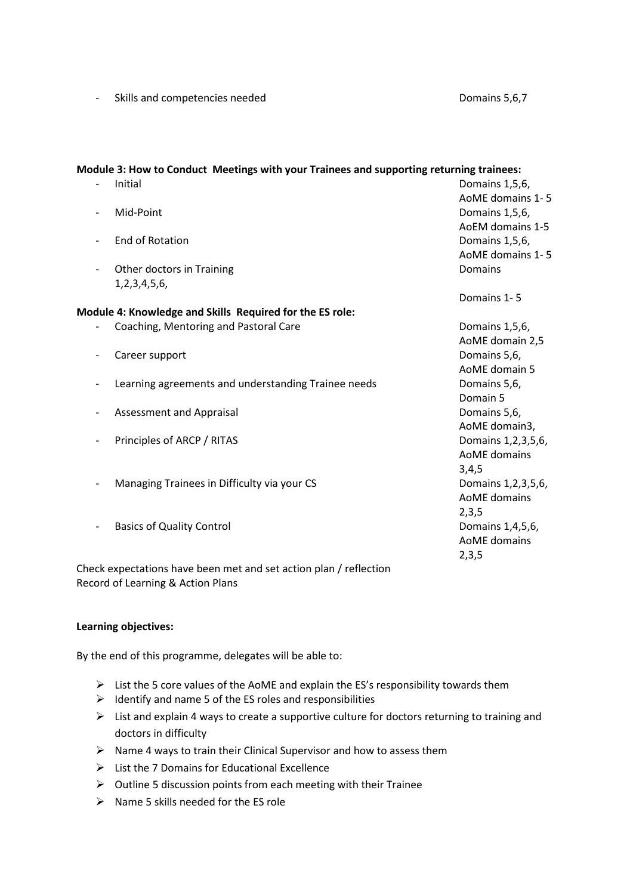- Skills and competencies needed Domains 5,6,7

**Module 3: How to Conduct Meetings with your Trainees and supporting returning trainees:**

| | |
|---|---|
| - Initial | Domains 1,5,6, AoME domains 1- 5 |
| - Mid-Point | Domains 1,5,6, AoEM domains 1-5 |
| - End of Rotation | Domains 1,5,6, AoME domains 1- 5 |
| - Other doctors in Training 1,2,3,4,5,6, | Domains<br><br>Domains 1- 5 |

**Module 4: Knowledge and Skills Required for the ES role:**

| | |
|---|---|
| - Coaching, Mentoring and Pastoral Care | Domains 1,5,6, AoME domain 2,5 |
| - Career support | Domains 5,6, AoME domain 5 |
| - Learning agreements and understanding Trainee needs | Domains 5,6, Domain 5 |
| - Assessment and Appraisal | Domains 5,6, AoME domain3, |
| - Principles of ARCP / RITAS | Domains 1,2,3,5,6, AoME domains 3,4,5 |
| - Managing Trainees in Difficulty via your CS | Domains 1,2,3,5,6, AoME domains 2,3,5 |
| - Basics of Quality Control | Domains 1,4,5,6, AoME domains 2,3,5 |

Check expectations have been met and set action plan / reflection
Record of Learning & Action Plans

**Learning objectives:**

By the end of this programme, delegates will be able to:

- List the 5 core values of the AoME and explain the ES's responsibility towards them
- Identify and name 5 of the ES roles and responsibilities
- List and explain 4 ways to create a supportive culture for doctors returning to training and doctors in difficulty
- Name 4 ways to train their Clinical Supervisor and how to assess them
- List the 7 Domains for Educational Excellence
- Outline 5 discussion points from each meeting with their Trainee
- Name 5 skills needed for the ES role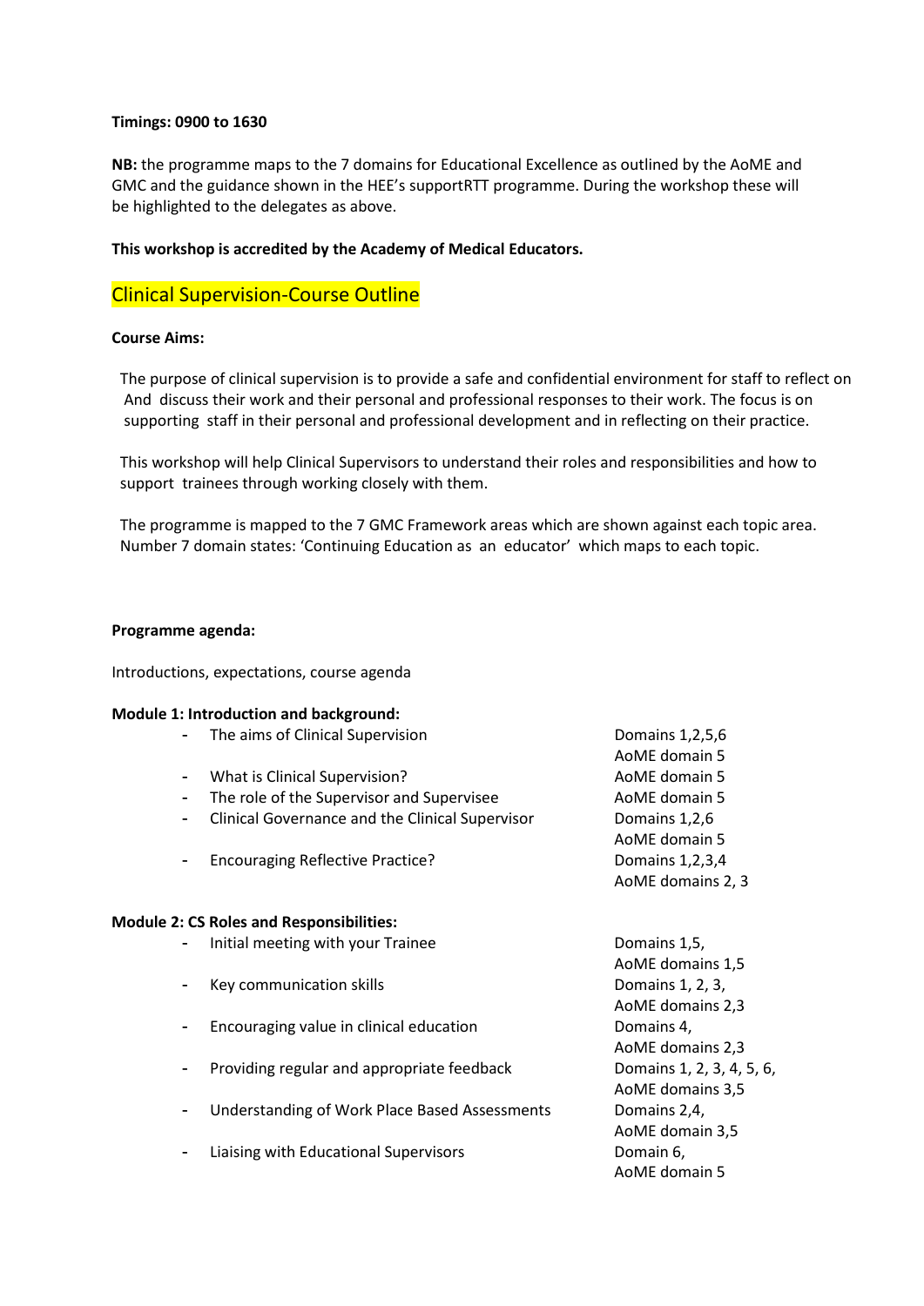**Timings: 0900 to 1630**

**NB:** the programme maps to the 7 domains for Educational Excellence as outlined by the AoME and GMC and the guidance shown in the HEE's supportRTT programme. During the workshop these will be highlighted to the delegates as above.

**This workshop is accredited by the Academy of Medical Educators.**

## Clinical Supervision-Course Outline

**Course Aims:**

The purpose of clinical supervision is to provide a safe and confidential environment for staff to reflect on And discuss their work and their personal and professional responses to their work. The focus is on supporting staff in their personal and professional development and in reflecting on their practice.

This workshop will help Clinical Supervisors to understand their roles and responsibilities and how to support trainees through working closely with them.

The programme is mapped to the 7 GMC Framework areas which are shown against each topic area. Number 7 domain states: 'Continuing Education as an educator' which maps to each topic.

**Programme agenda:**

Introductions, expectations, course agenda

**Module 1: Introduction and background:**

| Topic | Domains |
|---|---|
| - The aims of Clinical Supervision | Domains 1,2,5,6<br>AoME domain 5 |
| - What is Clinical Supervision? | AoME domain 5 |
| - The role of the Supervisor and Supervisee | AoME domain 5 |
| - Clinical Governance and the Clinical Supervisor | Domains 1,2,6<br>AoME domain 5 |
| - Encouraging Reflective Practice? | Domains 1,2,3,4<br>AoME domains 2, 3 |

**Module 2: CS Roles and Responsibilities:**

| Topic | Domains |
|---|---|
| - Initial meeting with your Trainee | Domains 1,5,<br>AoME domains 1,5 |
| - Key communication skills | Domains 1, 2, 3,<br>AoME domains 2,3 |
| - Encouraging value in clinical education | Domains 4,<br>AoME domains 2,3 |
| - Providing regular and appropriate feedback | Domains 1, 2, 3, 4, 5, 6,<br>AoME domains 3,5 |
| - Understanding of Work Place Based Assessments | Domains 2,4,<br>AoME domain 3,5 |
| - Liaising with Educational Supervisors | Domain 6,<br>AoME domain 5 |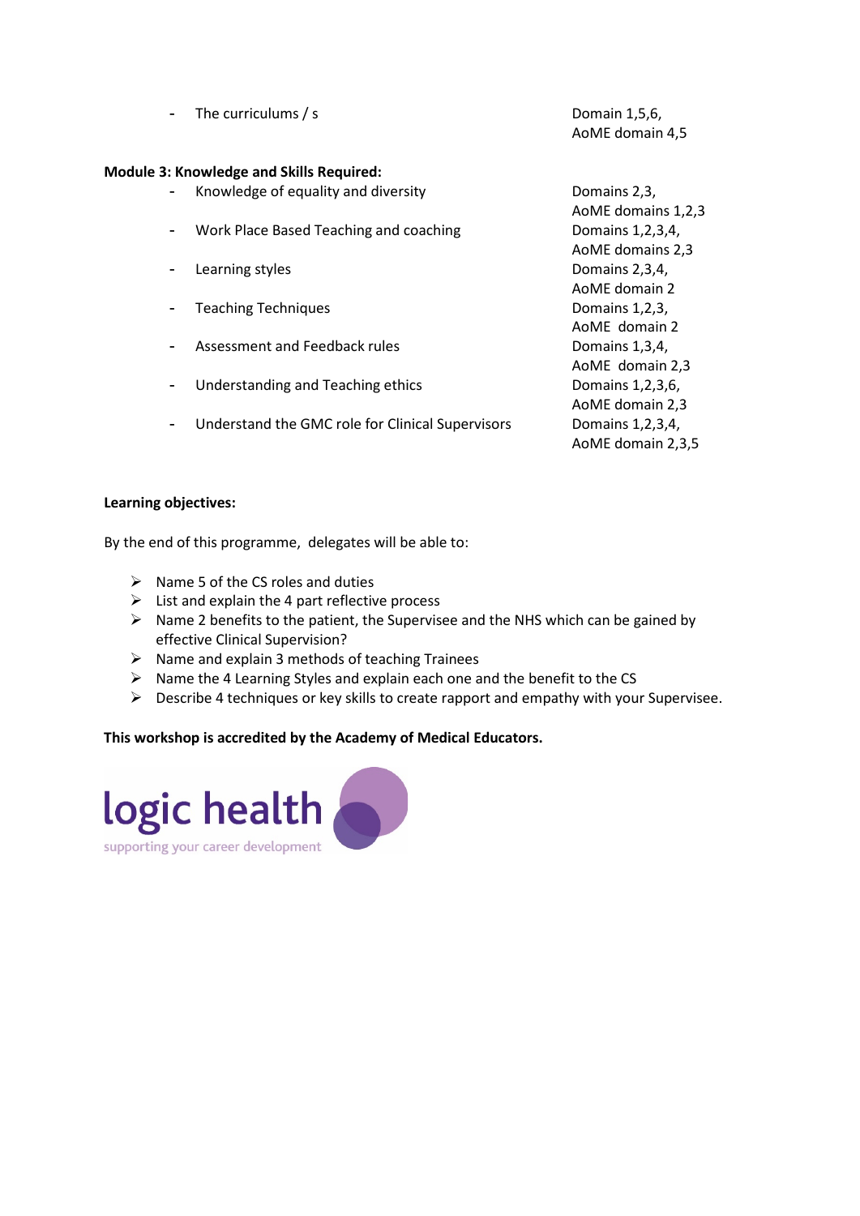| | |
|---|---|
| - The curriculums / s | Domain 1,5,6,<br>AoME domain 4,5 |

**Module 3: Knowledge and Skills Required:**

| | |
|---|---|
| - Knowledge of equality and diversity | Domains 2,3,<br>AoME domains 1,2,3 |
| - Work Place Based Teaching and coaching | Domains 1,2,3,4,<br>AoME domains 2,3 |
| - Learning styles | Domains 2,3,4,<br>AoME domain 2 |
| - Teaching Techniques | Domains 1,2,3,<br>AoME domain 2 |
| - Assessment and Feedback rules | Domains 1,3,4,<br>AoME domain 2,3 |
| - Understanding and Teaching ethics | Domains 1,2,3,6,<br>AoME domain 2,3 |
| - Understand the GMC role for Clinical Supervisors | Domains 1,2,3,4,<br>AoME domain 2,3,5 |

**Learning objectives:**

By the end of this programme, delegates will be able to:

- Name 5 of the CS roles and duties
- List and explain the 4 part reflective process
- Name 2 benefits to the patient, the Supervisee and the NHS which can be gained by effective Clinical Supervision?
- Name and explain 3 methods of teaching Trainees
- Name the 4 Learning Styles and explain each one and the benefit to the CS
- Describe 4 techniques or key skills to create rapport and empathy with your Supervisee.

**This workshop is accredited by the Academy of Medical Educators.**

logic health

supporting your career development